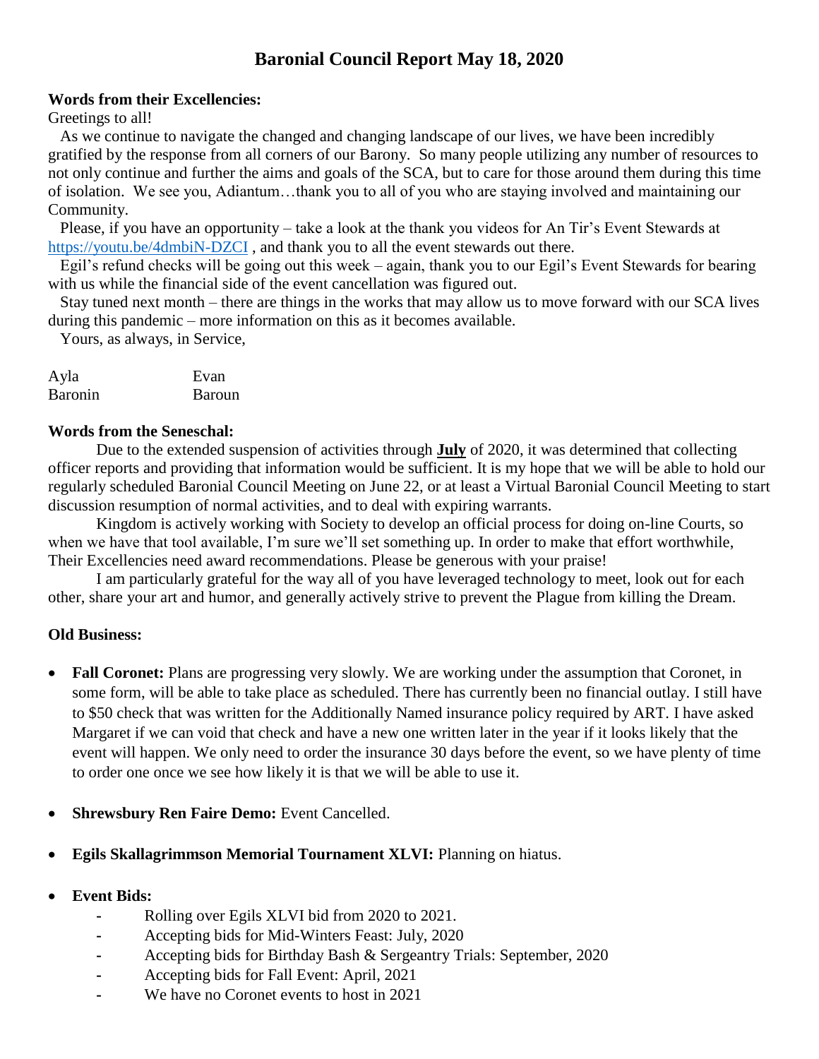# Baronial Council Report May 18, 2020

**Words from their Excellencies:**

Greetings to all!

As we continue to navigate the changed and changing landscape of our lives, we have been incredibly gratified by the response from all corners of our Barony. So many people utilizing any number of resources to not only continue and further the aims and goals of the SCA, but to care for those around them during this time of isolation. We see you, Adiantum…thank you to all of you who are staying involved and maintaining our Community.

Please, if you have an opportunity – take a look at the thank you videos for An Tir's Event Stewards at https://youtu.be/4dmbiN-DZCI , and thank you to all the event stewards out there.

Egil's refund checks will be going out this week – again, thank you to our Egil's Event Stewards for bearing with us while the financial side of the event cancellation was figured out.

Stay tuned next month – there are things in the works that may allow us to move forward with our SCA lives during this pandemic – more information on this as it becomes available.

Yours, as always, in Service,

Ayla Baronin          Evan Baroun

**Words from the Seneschal:**

Due to the extended suspension of activities through **July** of 2020, it was determined that collecting officer reports and providing that information would be sufficient. It is my hope that we will be able to hold our regularly scheduled Baronial Council Meeting on June 22, or at least a Virtual Baronial Council Meeting to start discussion resumption of normal activities, and to deal with expiring warrants.

Kingdom is actively working with Society to develop an official process for doing on-line Courts, so when we have that tool available, I'm sure we'll set something up. In order to make that effort worthwhile, Their Excellencies need award recommendations. Please be generous with your praise!

I am particularly grateful for the way all of you have leveraged technology to meet, look out for each other, share your art and humor, and generally actively strive to prevent the Plague from killing the Dream.

**Old Business:**

- **Fall Coronet:** Plans are progressing very slowly. We are working under the assumption that Coronet, in some form, will be able to take place as scheduled. There has currently been no financial outlay. I still have to $50 check that was written for the Additionally Named insurance policy required by ART. I have asked Margaret if we can void that check and have a new one written later in the year if it looks likely that the event will happen. We only need to order the insurance 30 days before the event, so we have plenty of time to order one once we see how likely it is that we will be able to use it.
- **Shrewsbury Ren Faire Demo:** Event Cancelled.
- **Egils Skallagrimmson Memorial Tournament XLVI:** Planning on hiatus.
- **Event Bids:**
  - Rolling over Egils XLVI bid from 2020 to 2021.
  - Accepting bids for Mid-Winters Feast: July, 2020
  - Accepting bids for Birthday Bash & Sergeantry Trials: September, 2020
  - Accepting bids for Fall Event: April, 2021
  - We have no Coronet events to host in 2021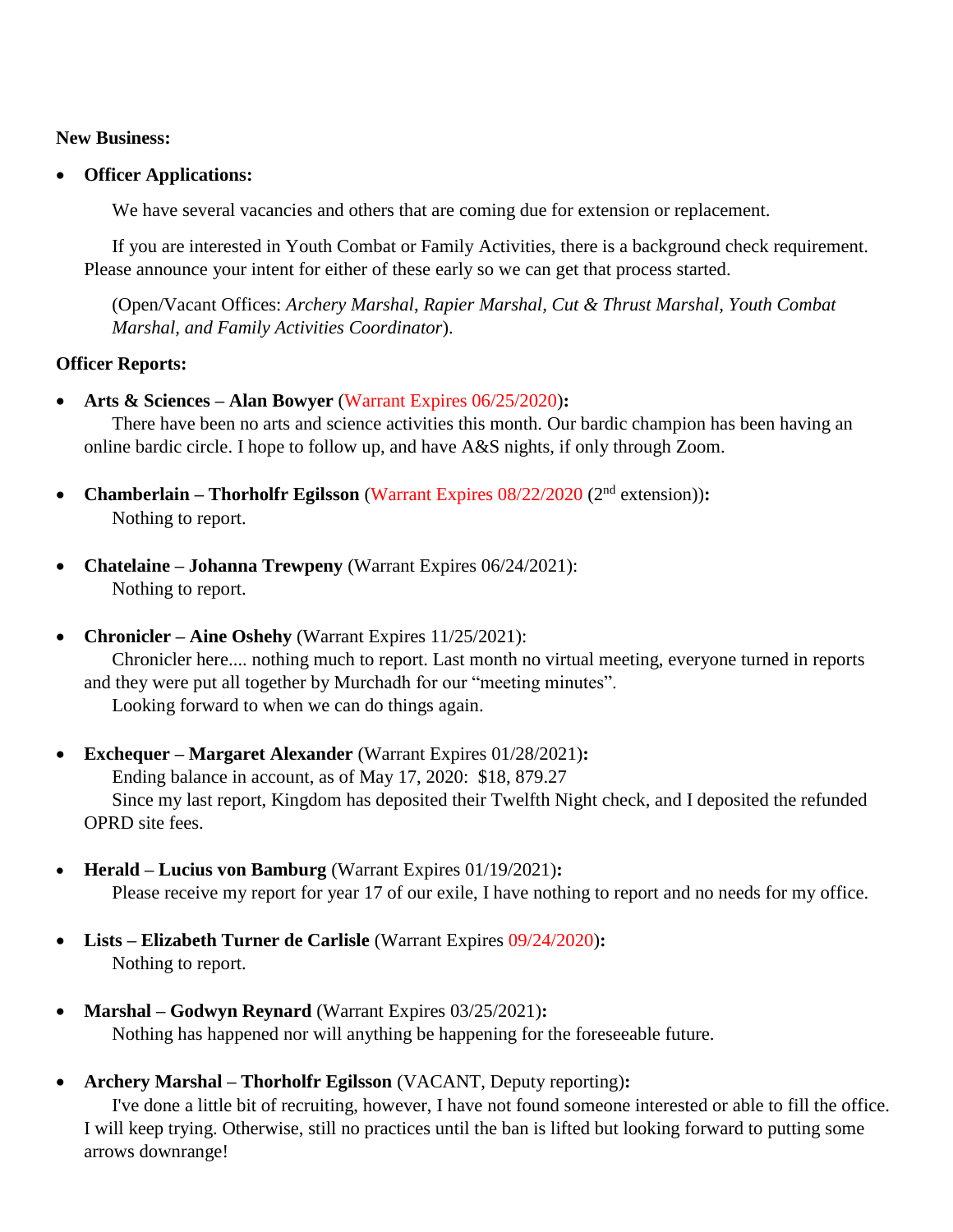**New Business:**

- **Officer Applications:**

    We have several vacancies and others that are coming due for extension or replacement.

    If you are interested in Youth Combat or Family Activities, there is a background check requirement. Please announce your intent for either of these early so we can get that process started.

    (Open/Vacant Offices: *Archery Marshal, Rapier Marshal, Cut & Thrust Marshal, Youth Combat Marshal, and Family Activities Coordinator*).

**Officer Reports:**

- **Arts & Sciences – Alan Bowyer** (Warrant Expires 06/25/2020)**:**
    There have been no arts and science activities this month. Our bardic champion has been having an online bardic circle. I hope to follow up, and have A&S nights, if only through Zoom.

- **Chamberlain – Thorholfr Egilsson** (Warrant Expires 08/22/2020 (2nd extension))**:**
    Nothing to report.

- **Chatelaine – Johanna Trewpeny** (Warrant Expires 06/24/2021):
    Nothing to report.

- **Chronicler – Aine Oshehy** (Warrant Expires 11/25/2021):
    Chronicler here.... nothing much to report. Last month no virtual meeting, everyone turned in reports and they were put all together by Murchadh for our "meeting minutes".
    Looking forward to when we can do things again.

- **Exchequer – Margaret Alexander** (Warrant Expires 01/28/2021)**:**
    Ending balance in account, as of May 17, 2020: $18, 879.27
    Since my last report, Kingdom has deposited their Twelfth Night check, and I deposited the refunded OPRD site fees.

- **Herald – Lucius von Bamburg** (Warrant Expires 01/19/2021)**:**
    Please receive my report for year 17 of our exile, I have nothing to report and no needs for my office.

- **Lists – Elizabeth Turner de Carlisle** (Warrant Expires 09/24/2020)**:**
    Nothing to report.

- **Marshal – Godwyn Reynard** (Warrant Expires 03/25/2021)**:**
    Nothing has happened nor will anything be happening for the foreseeable future.

- **Archery Marshal – Thorholfr Egilsson** (VACANT, Deputy reporting)**:**
    I've done a little bit of recruiting, however, I have not found someone interested or able to fill the office. I will keep trying. Otherwise, still no practices until the ban is lifted but looking forward to putting some arrows downrange!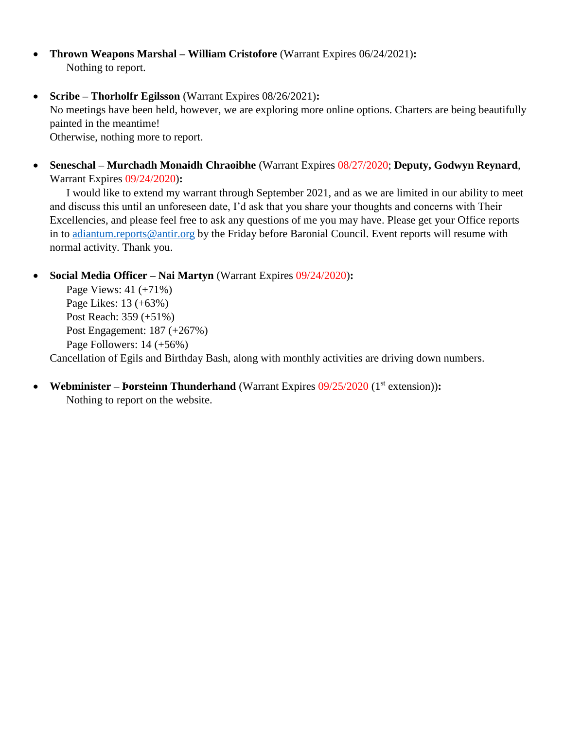- **Thrown Weapons Marshal – William Cristofore** (Warrant Expires 06/24/2021)**:**
  Nothing to report.

- **Scribe – Thorholfr Egilsson** (Warrant Expires 08/26/2021)**:**
  No meetings have been held, however, we are exploring more online options. Charters are being beautifully painted in the meantime!
  Otherwise, nothing more to report.

- **Seneschal – Murchadh Monaidh Chraoibhe** (Warrant Expires 08/27/2020; **Deputy, Godwyn Reynard**, Warrant Expires 09/24/2020)**:**
  I would like to extend my warrant through September 2021, and as we are limited in our ability to meet and discuss this until an unforeseen date, I'd ask that you share your thoughts and concerns with Their Excellencies, and please feel free to ask any questions of me you may have. Please get your Office reports in to adiantum.reports@antir.org by the Friday before Baronial Council. Event reports will resume with normal activity. Thank you.

- **Social Media Officer – Nai Martyn** (Warrant Expires 09/24/2020)**:**
  Page Views: 41 (+71%)
  Page Likes: 13 (+63%)
  Post Reach: 359 (+51%)
  Post Engagement: 187 (+267%)
  Page Followers: 14 (+56%)
  Cancellation of Egils and Birthday Bash, along with monthly activities are driving down numbers.

- **Webminister – Þorsteinn Thunderhand** (Warrant Expires 09/25/2020 (1st extension))**:**
  Nothing to report on the website.